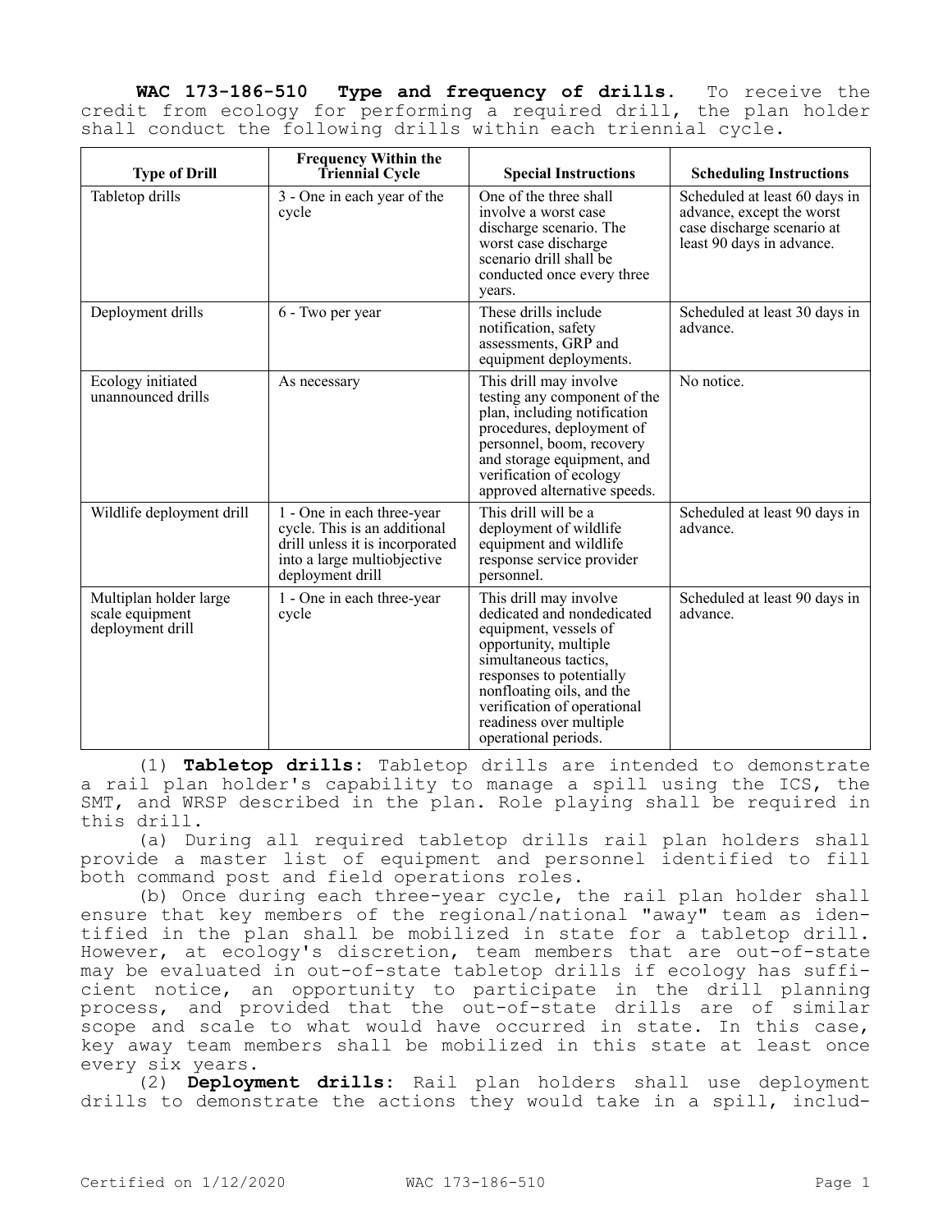**WAC 173-186-510 Type and frequency of drills.** To receive the credit from ecology for performing a required drill, the plan holder shall conduct the following drills within each triennial cycle.

| Type of Drill | Frequency Within the Triennial Cycle | Special Instructions | Scheduling Instructions |
|---|---|---|---|
| Tabletop drills | 3 - One in each year of the cycle | One of the three shall involve a worst case discharge scenario. The worst case discharge scenario drill shall be conducted once every three years. | Scheduled at least 60 days in advance, except the worst case discharge scenario at least 90 days in advance. |
| Deployment drills | 6 - Two per year | These drills include notification, safety assessments, GRP and equipment deployments. | Scheduled at least 30 days in advance. |
| Ecology initiated unannounced drills | As necessary | This drill may involve testing any component of the plan, including notification procedures, deployment of personnel, boom, recovery and storage equipment, and verification of ecology approved alternative speeds. | No notice. |
| Wildlife deployment drill | 1 - One in each three-year cycle. This is an additional drill unless it is incorporated into a large multiobjective deployment drill | This drill will be a deployment of wildlife equipment and wildlife response service provider personnel. | Scheduled at least 90 days in advance. |
| Multiplan holder large scale equipment deployment drill | 1 - One in each three-year cycle | This drill may involve dedicated and nondedicated equipment, vessels of opportunity, multiple simultaneous tactics, responses to potentially nonfloating oils, and the verification of operational readiness over multiple operational periods. | Scheduled at least 90 days in advance. |

(1) **Tabletop drills:** Tabletop drills are intended to demonstrate a rail plan holder's capability to manage a spill using the ICS, the SMT, and WRSP described in the plan. Role playing shall be required in this drill.

(a) During all required tabletop drills rail plan holders shall provide a master list of equipment and personnel identified to fill both command post and field operations roles.

(b) Once during each three-year cycle, the rail plan holder shall ensure that key members of the regional/national "away" team as identified in the plan shall be mobilized in state for a tabletop drill. However, at ecology's discretion, team members that are out-of-state may be evaluated in out-of-state tabletop drills if ecology has sufficient notice, an opportunity to participate in the drill planning process, and provided that the out-of-state drills are of similar scope and scale to what would have occurred in state. In this case, key away team members shall be mobilized in this state at least once every six years.

(2) **Deployment drills:** Rail plan holders shall use deployment drills to demonstrate the actions they would take in a spill, includ-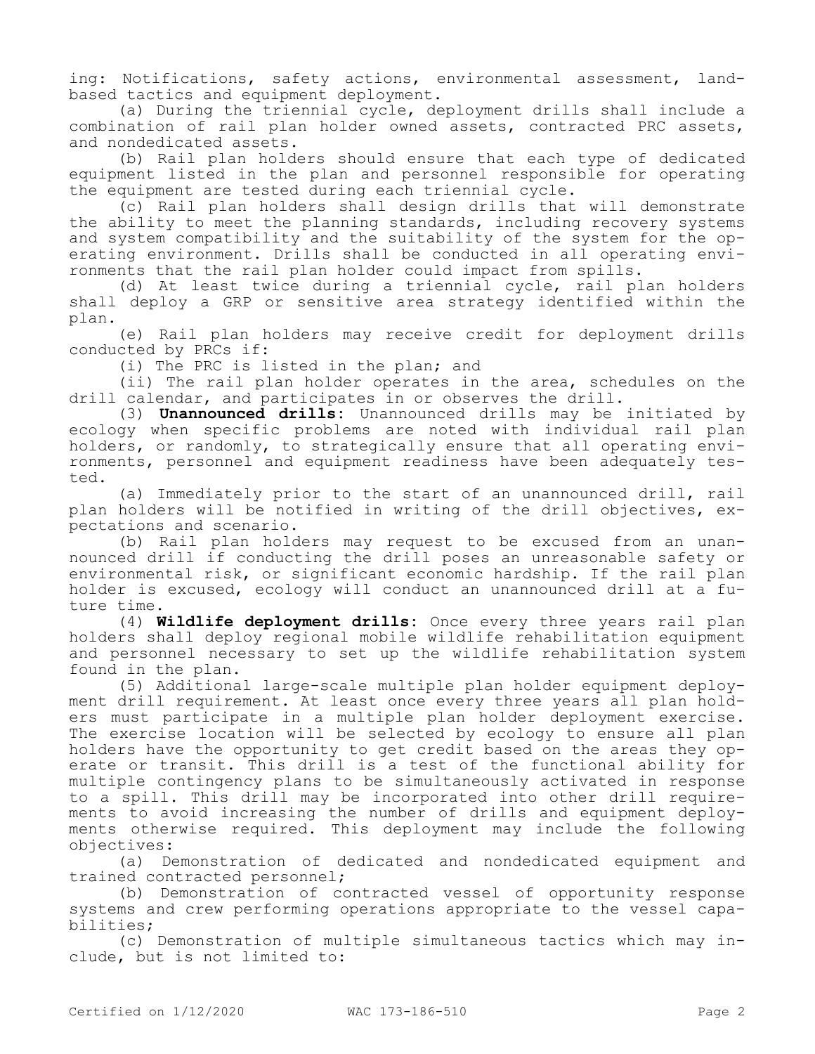ing: Notifications, safety actions, environmental assessment, land-based tactics and equipment deployment.

(a) During the triennial cycle, deployment drills shall include a combination of rail plan holder owned assets, contracted PRC assets, and nondedicated assets.

(b) Rail plan holders should ensure that each type of dedicated equipment listed in the plan and personnel responsible for operating the equipment are tested during each triennial cycle.

(c) Rail plan holders shall design drills that will demonstrate the ability to meet the planning standards, including recovery systems and system compatibility and the suitability of the system for the operating environment. Drills shall be conducted in all operating environments that the rail plan holder could impact from spills.

(d) At least twice during a triennial cycle, rail plan holders shall deploy a GRP or sensitive area strategy identified within the plan.

(e) Rail plan holders may receive credit for deployment drills conducted by PRCs if:

(i) The PRC is listed in the plan; and

(ii) The rail plan holder operates in the area, schedules on the drill calendar, and participates in or observes the drill.

(3) **Unannounced drills**: Unannounced drills may be initiated by ecology when specific problems are noted with individual rail plan holders, or randomly, to strategically ensure that all operating environments, personnel and equipment readiness have been adequately tested.

(a) Immediately prior to the start of an unannounced drill, rail plan holders will be notified in writing of the drill objectives, expectations and scenario.

(b) Rail plan holders may request to be excused from an unannounced drill if conducting the drill poses an unreasonable safety or environmental risk, or significant economic hardship. If the rail plan holder is excused, ecology will conduct an unannounced drill at a future time.

(4) **Wildlife deployment drills**: Once every three years rail plan holders shall deploy regional mobile wildlife rehabilitation equipment and personnel necessary to set up the wildlife rehabilitation system found in the plan.

(5) Additional large-scale multiple plan holder equipment deployment drill requirement. At least once every three years all plan holders must participate in a multiple plan holder deployment exercise. The exercise location will be selected by ecology to ensure all plan holders have the opportunity to get credit based on the areas they operate or transit. This drill is a test of the functional ability for multiple contingency plans to be simultaneously activated in response to a spill. This drill may be incorporated into other drill requirements to avoid increasing the number of drills and equipment deployments otherwise required. This deployment may include the following objectives:

(a) Demonstration of dedicated and nondedicated equipment and trained contracted personnel;

(b) Demonstration of contracted vessel of opportunity response systems and crew performing operations appropriate to the vessel capabilities;

(c) Demonstration of multiple simultaneous tactics which may include, but is not limited to: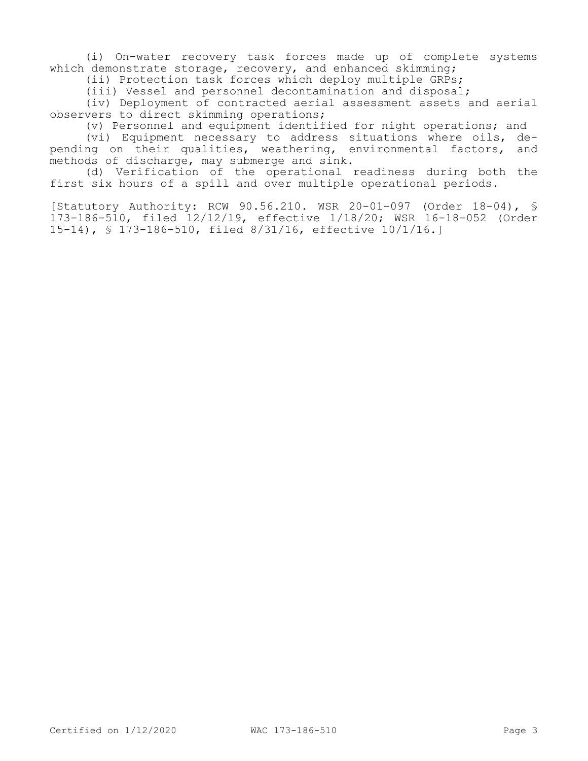(i) On-water recovery task forces made up of complete systems which demonstrate storage, recovery, and enhanced skimming;

(ii) Protection task forces which deploy multiple GRPs;

(iii) Vessel and personnel decontamination and disposal;

(iv) Deployment of contracted aerial assessment assets and aerial observers to direct skimming operations;

(v) Personnel and equipment identified for night operations; and

(vi) Equipment necessary to address situations where oils, depending on their qualities, weathering, environmental factors, and methods of discharge, may submerge and sink.

(d) Verification of the operational readiness during both the first six hours of a spill and over multiple operational periods.

[Statutory Authority: RCW 90.56.210. WSR 20-01-097 (Order 18-04), § 173-186-510, filed 12/12/19, effective 1/18/20; WSR 16-18-052 (Order 15-14), § 173-186-510, filed 8/31/16, effective 10/1/16.]